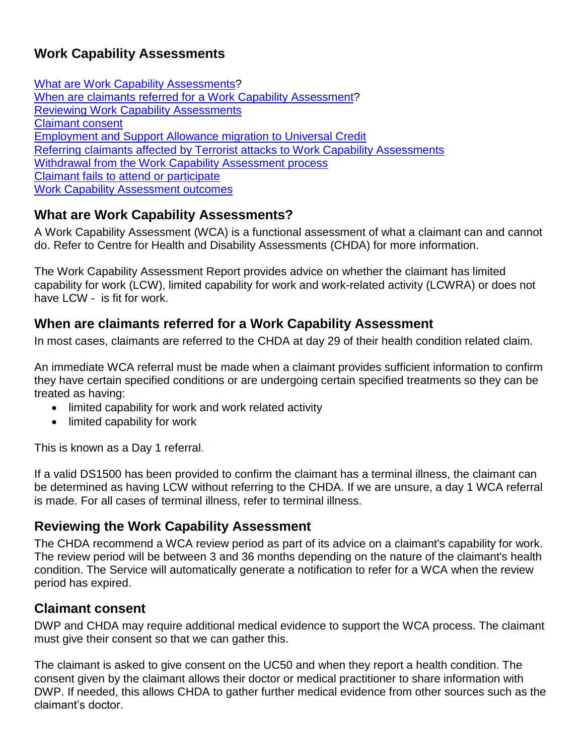# Work Capability Assessments

[What are Work Capability Assessments](#)?
[When are claimants referred for a Work Capability Assessment](#)?
[Reviewing Work Capability Assessments](#)
[Claimant consent](#)
[Employment and Support Allowance migration to Universal Credit](#)
[Referring claimants affected by Terrorist attacks to Work Capability Assessments](#)
[Withdrawal from the Work Capability Assessment process](#)
[Claimant fails to attend or participate](#)
[Work Capability Assessment outcomes](#)

## What are Work Capability Assessments?

A Work Capability Assessment (WCA) is a functional assessment of what a claimant can and cannot do. Refer to Centre for Health and Disability Assessments (CHDA) for more information.

The Work Capability Assessment Report provides advice on whether the claimant has limited capability for work (LCW), limited capability for work and work-related activity (LCWRA) or does not have LCW - is fit for work.

## When are claimants referred for a Work Capability Assessment

In most cases, claimants are referred to the CHDA at day 29 of their health condition related claim.

An immediate WCA referral must be made when a claimant provides sufficient information to confirm they have certain specified conditions or are undergoing certain specified treatments so they can be treated as having:

- limited capability for work and work related activity
- limited capability for work

This is known as a Day 1 referral.

If a valid DS1500 has been provided to confirm the claimant has a terminal illness, the claimant can be determined as having LCW without referring to the CHDA. If we are unsure, a day 1 WCA referral is made. For all cases of terminal illness, refer to terminal illness.

## Reviewing the Work Capability Assessment

The CHDA recommend a WCA review period as part of its advice on a claimant's capability for work. The review period will be between 3 and 36 months depending on the nature of the claimant's health condition. The Service will automatically generate a notification to refer for a WCA when the review period has expired.

## Claimant consent

DWP and CHDA may require additional medical evidence to support the WCA process. The claimant must give their consent so that we can gather this.

The claimant is asked to give consent on the UC50 and when they report a health condition. The consent given by the claimant allows their doctor or medical practitioner to share information with DWP. If needed, this allows CHDA to gather further medical evidence from other sources such as the claimant's doctor.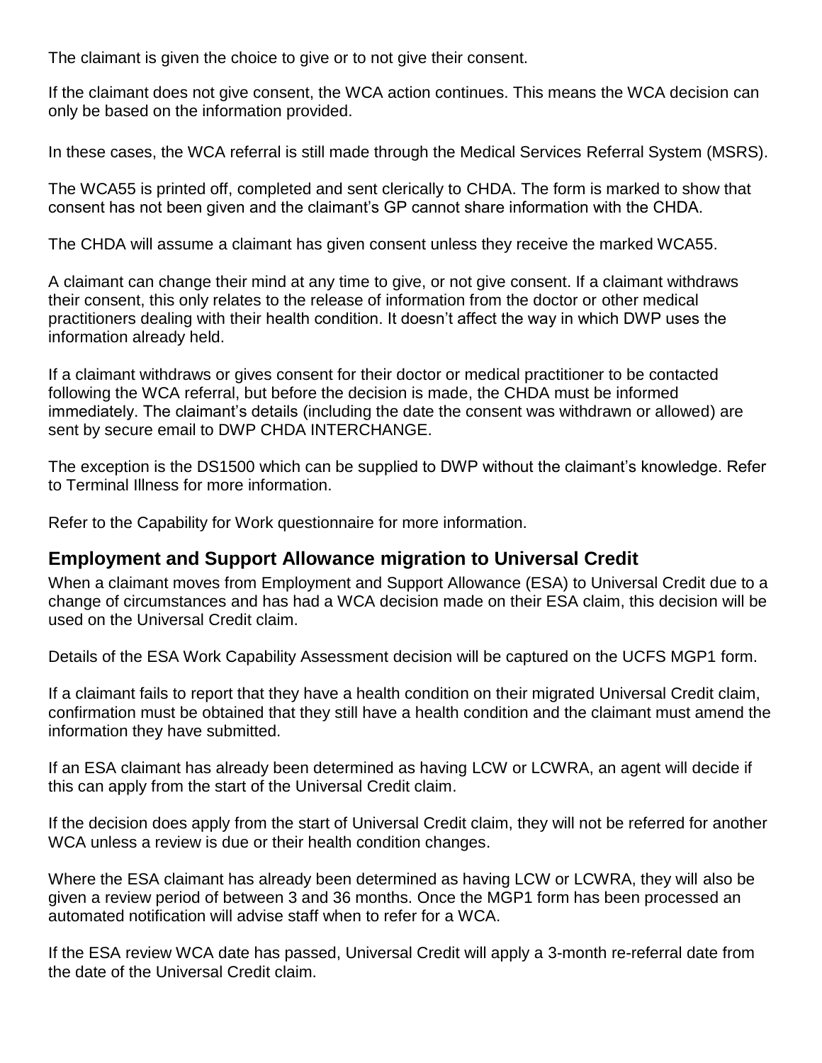The claimant is given the choice to give or to not give their consent.

If the claimant does not give consent, the WCA action continues. This means the WCA decision can only be based on the information provided.

In these cases, the WCA referral is still made through the Medical Services Referral System (MSRS).

The WCA55 is printed off, completed and sent clerically to CHDA. The form is marked to show that consent has not been given and the claimant's GP cannot share information with the CHDA.

The CHDA will assume a claimant has given consent unless they receive the marked WCA55.

A claimant can change their mind at any time to give, or not give consent. If a claimant withdraws their consent, this only relates to the release of information from the doctor or other medical practitioners dealing with their health condition. It doesn't affect the way in which DWP uses the information already held.

If a claimant withdraws or gives consent for their doctor or medical practitioner to be contacted following the WCA referral, but before the decision is made, the CHDA must be informed immediately. The claimant's details (including the date the consent was withdrawn or allowed) are sent by secure email to DWP CHDA INTERCHANGE.

The exception is the DS1500 which can be supplied to DWP without the claimant's knowledge. Refer to Terminal Illness for more information.

Refer to the Capability for Work questionnaire for more information.

## Employment and Support Allowance migration to Universal Credit

When a claimant moves from Employment and Support Allowance (ESA) to Universal Credit due to a change of circumstances and has had a WCA decision made on their ESA claim, this decision will be used on the Universal Credit claim.

Details of the ESA Work Capability Assessment decision will be captured on the UCFS MGP1 form.

If a claimant fails to report that they have a health condition on their migrated Universal Credit claim, confirmation must be obtained that they still have a health condition and the claimant must amend the information they have submitted.

If an ESA claimant has already been determined as having LCW or LCWRA, an agent will decide if this can apply from the start of the Universal Credit claim.

If the decision does apply from the start of Universal Credit claim, they will not be referred for another WCA unless a review is due or their health condition changes.

Where the ESA claimant has already been determined as having LCW or LCWRA, they will also be given a review period of between 3 and 36 months. Once the MGP1 form has been processed an automated notification will advise staff when to refer for a WCA.

If the ESA review WCA date has passed, Universal Credit will apply a 3-month re-referral date from the date of the Universal Credit claim.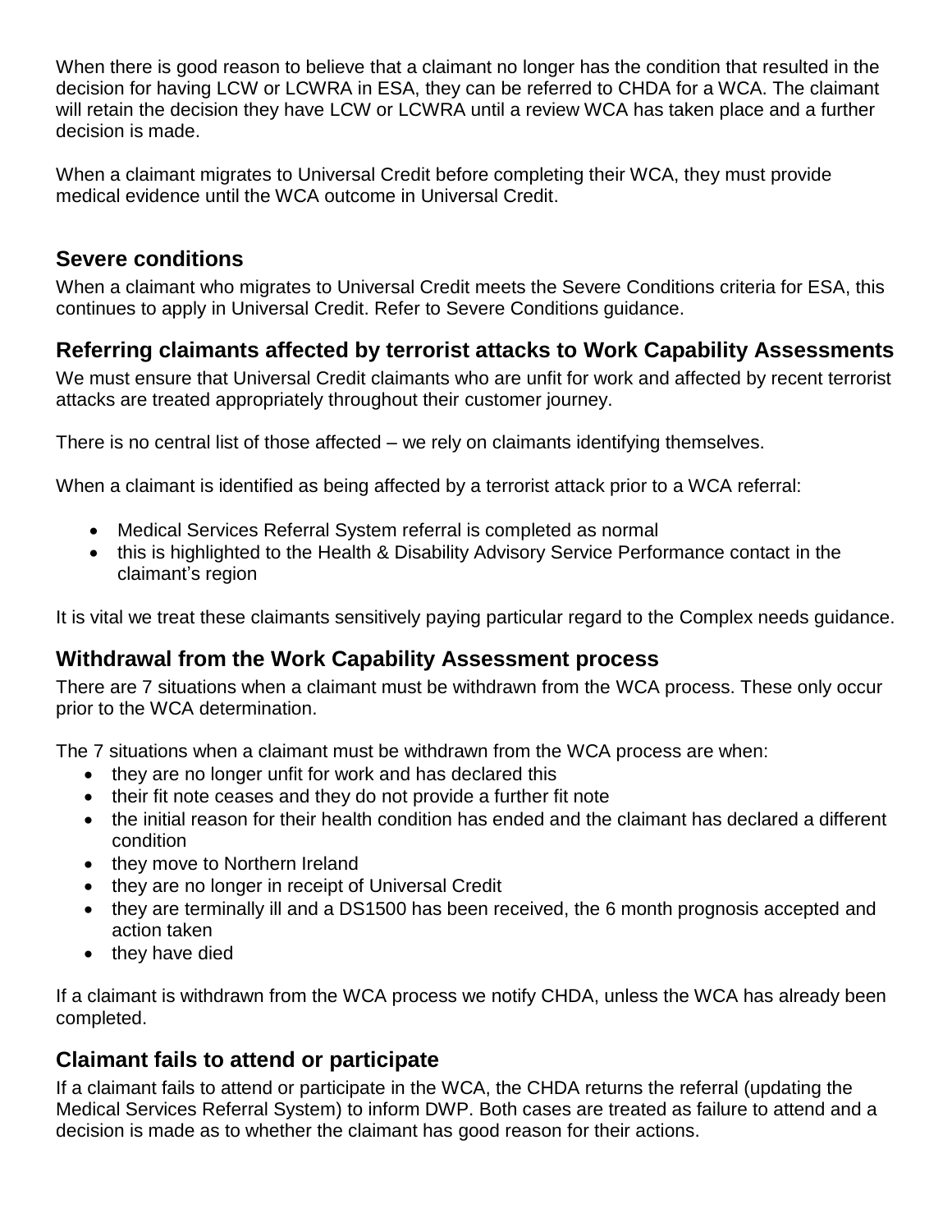When there is good reason to believe that a claimant no longer has the condition that resulted in the decision for having LCW or LCWRA in ESA, they can be referred to CHDA for a WCA. The claimant will retain the decision they have LCW or LCWRA until a review WCA has taken place and a further decision is made.

When a claimant migrates to Universal Credit before completing their WCA, they must provide medical evidence until the WCA outcome in Universal Credit.

## Severe conditions

When a claimant who migrates to Universal Credit meets the Severe Conditions criteria for ESA, this continues to apply in Universal Credit. Refer to Severe Conditions guidance.

## Referring claimants affected by terrorist attacks to Work Capability Assessments

We must ensure that Universal Credit claimants who are unfit for work and affected by recent terrorist attacks are treated appropriately throughout their customer journey.

There is no central list of those affected – we rely on claimants identifying themselves.

When a claimant is identified as being affected by a terrorist attack prior to a WCA referral:

- Medical Services Referral System referral is completed as normal
- this is highlighted to the Health & Disability Advisory Service Performance contact in the claimant's region

It is vital we treat these claimants sensitively paying particular regard to the Complex needs guidance.

## Withdrawal from the Work Capability Assessment process

There are 7 situations when a claimant must be withdrawn from the WCA process. These only occur prior to the WCA determination.

The 7 situations when a claimant must be withdrawn from the WCA process are when:

- they are no longer unfit for work and has declared this
- their fit note ceases and they do not provide a further fit note
- the initial reason for their health condition has ended and the claimant has declared a different condition
- they move to Northern Ireland
- they are no longer in receipt of Universal Credit
- they are terminally ill and a DS1500 has been received, the 6 month prognosis accepted and action taken
- they have died

If a claimant is withdrawn from the WCA process we notify CHDA, unless the WCA has already been completed.

## Claimant fails to attend or participate

If a claimant fails to attend or participate in the WCA, the CHDA returns the referral (updating the Medical Services Referral System) to inform DWP. Both cases are treated as failure to attend and a decision is made as to whether the claimant has good reason for their actions.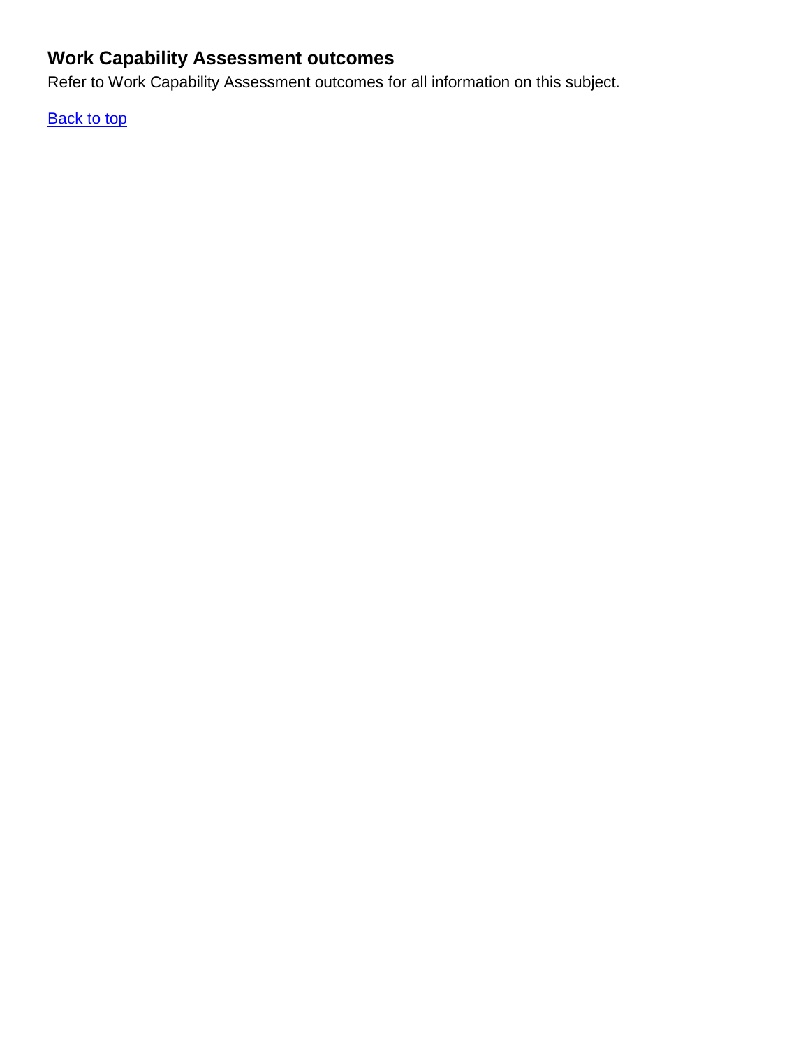## Work Capability Assessment outcomes

Refer to Work Capability Assessment outcomes for all information on this subject.

Back to top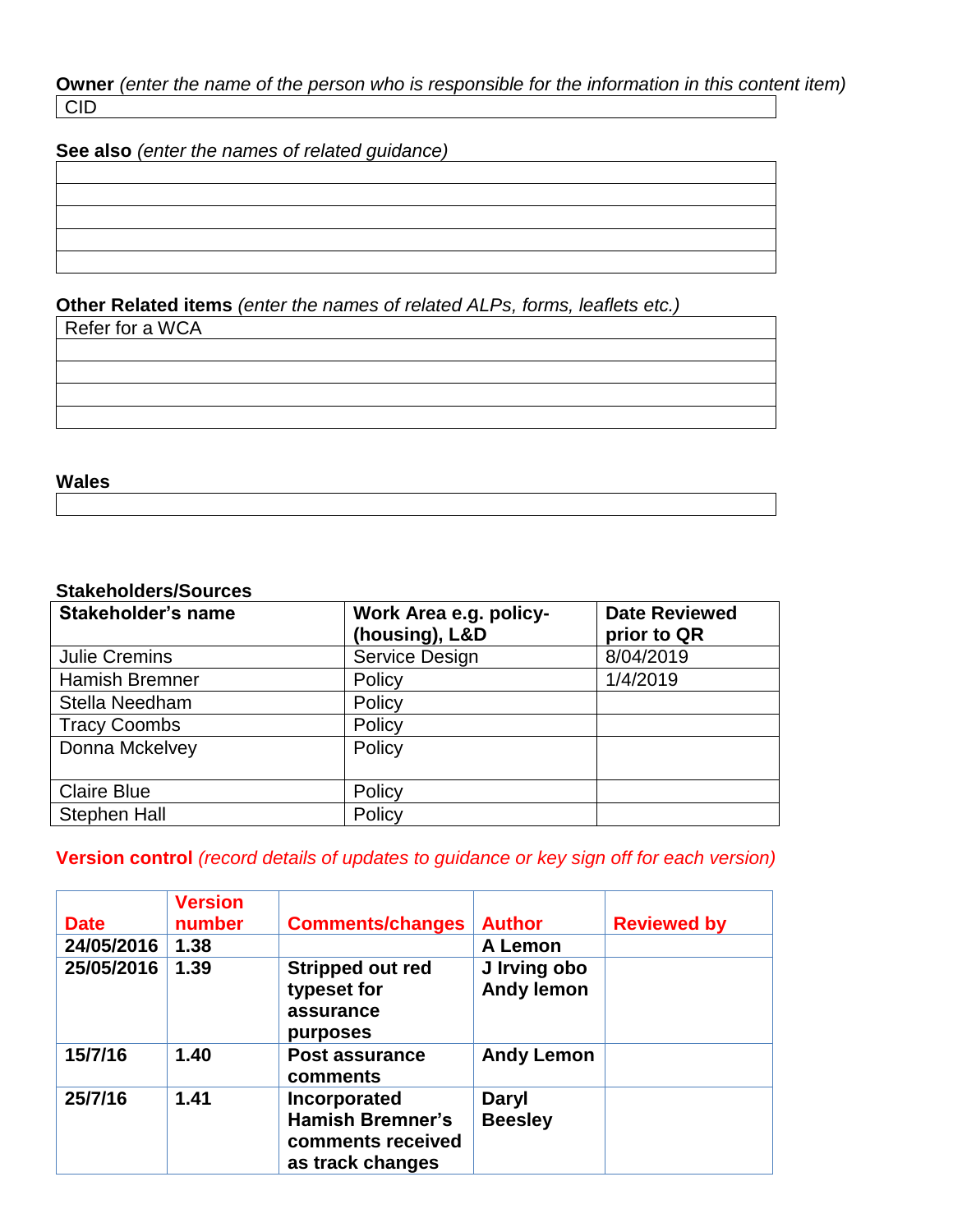**Owner** *(enter the name of the person who is responsible for the information in this content item)*

| CID |
|---|

**See also** *(enter the names of related guidance)*

| |
|---|
| |
| |
| |
| |

**Other Related items** *(enter the names of related ALPs, forms, leaflets etc.)*

| Refer for a WCA |
|---|
| |
| |
| |
| |

**Wales**

| |
|---|

**Stakeholders/Sources**

| Stakeholder's name | Work Area e.g. policy-(housing), L&D | Date Reviewed prior to QR |
|---|---|---|
| Julie Cremins | Service Design | 8/04/2019 |
| Hamish Bremner | Policy | 1/4/2019 |
| Stella Needham | Policy | |
| Tracy Coombs | Policy | |
| Donna Mckelvey | Policy | |
| Claire Blue | Policy | |
| Stephen Hall | Policy | |

**Version control** *(record details of updates to guidance or key sign off for each version)*

| Date | Version number | Comments/changes | Author | Reviewed by |
|---|---|---|---|---|
| **24/05/2016** | **1.38** | | **A Lemon** | |
| **25/05/2016** | **1.39** | **Stripped out red typeset for assurance purposes** | **J Irving obo Andy lemon** | |
| **15/7/16** | **1.40** | **Post assurance comments** | **Andy Lemon** | |
| **25/7/16** | **1.41** | **Incorporated Hamish Bremner's comments received as track changes** | **Daryl Beesley** | |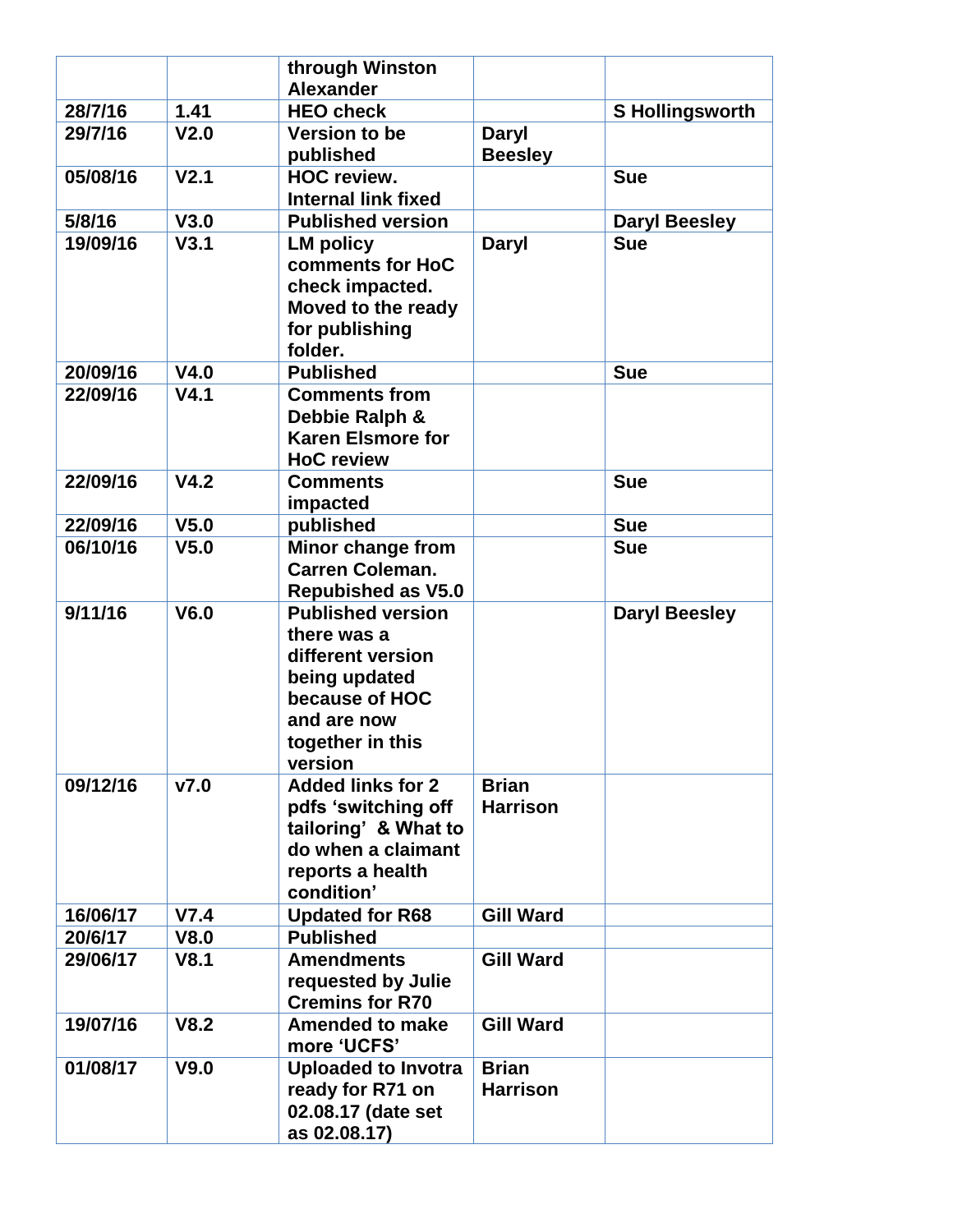| | | through Winston Alexander | | |
|---|---|---|---|---|
| 28/7/16 | 1.41 | HEO check | | S Hollingsworth |
| 29/7/16 | V2.0 | Version to be published | Daryl Beesley | |
| 05/08/16 | V2.1 | HOC review. Internal link fixed | | Sue |
| 5/8/16 | V3.0 | Published version | | Daryl Beesley |
| 19/09/16 | V3.1 | LM policy comments for HoC check impacted. Moved to the ready for publishing folder. | Daryl | Sue |
| 20/09/16 | V4.0 | Published | | Sue |
| 22/09/16 | V4.1 | Comments from Debbie Ralph & Karen Elsmore for HoC review | | |
| 22/09/16 | V4.2 | Comments impacted | | Sue |
| 22/09/16 | V5.0 | published | | Sue |
| 06/10/16 | V5.0 | Minor change from Carren Coleman. Republished as V5.0 | | Sue |
| 9/11/16 | V6.0 | Published version there was a different version being updated because of HOC and are now together in this version | | Daryl Beesley |
| 09/12/16 | v7.0 | Added links for 2 pdfs 'switching off tailoring' & What to do when a claimant reports a health condition' | Brian Harrison | |
| 16/06/17 | V7.4 | Updated for R68 | Gill Ward | |
| 20/6/17 | V8.0 | Published | | |
| 29/06/17 | V8.1 | Amendments requested by Julie Cremins for R70 | Gill Ward | |
| 19/07/16 | V8.2 | Amended to make more 'UCFS' | Gill Ward | |
| 01/08/17 | V9.0 | Uploaded to Invotra ready for R71 on 02.08.17 (date set as 02.08.17) | Brian Harrison | |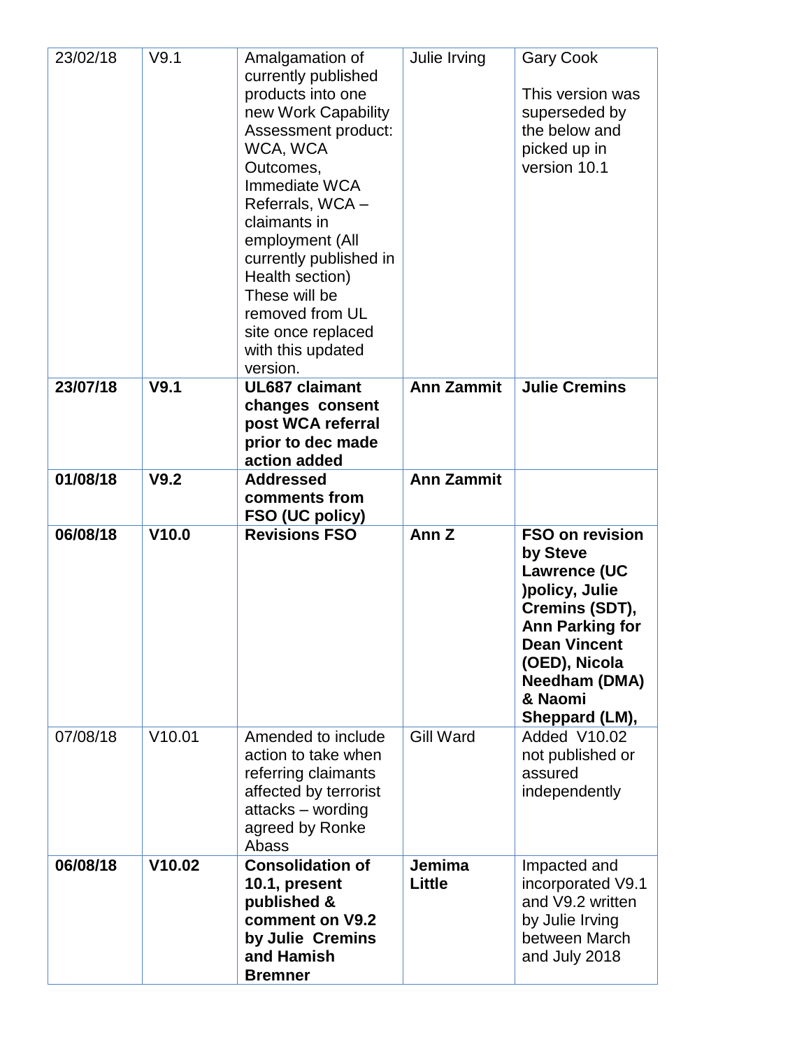| 23/02/18 | V9.1 | Amalgamation of currently published products into one new Work Capability Assessment product: WCA, WCA Outcomes, Immediate WCA Referrals, WCA – claimants in employment (All currently published in Health section) These will be removed from UL site once replaced with this updated version. | Julie Irving | Gary Cook<br><br>This version was superseded by the below and picked up in version 10.1 |
|---|---|---|---|---|
| **23/07/18** | **V9.1** | **UL687 claimant changes consent post WCA referral prior to dec made action added** | **Ann Zammit** | **Julie Cremins** |
| **01/08/18** | **V9.2** | **Addressed comments from FSO (UC policy)** | **Ann Zammit** | |
| **06/08/18** | **V10.0** | **Revisions FSO** | **Ann Z** | **FSO on revision by Steve Lawrence (UC )policy, Julie Cremins (SDT), Ann Parking for Dean Vincent (OED), Nicola Needham (DMA) & Naomi Sheppard (LM),** |
| 07/08/18 | V10.01 | Amended to include action to take when referring claimants affected by terrorist attacks – wording agreed by Ronke Abass | Gill Ward | Added V10.02 not published or assured independently |
| **06/08/18** | **V10.02** | **Consolidation of 10.1, present published & comment on V9.2 by Julie Cremins and Hamish Bremner** | **Jemima Little** | Impacted and incorporated V9.1 and V9.2 written by Julie Irving between March and July 2018 |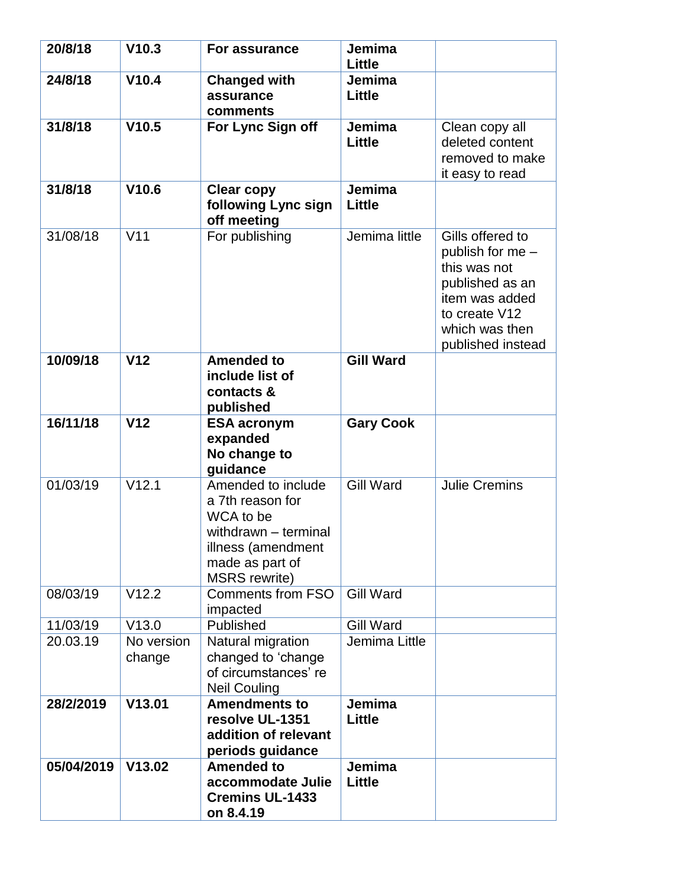| 20/8/18 | V10.3 | **For assurance** | **Jemima Little** | |
|---|---|---|---|---|
| **24/8/18** | **V10.4** | **Changed with assurance comments** | **Jemima Little** | |
| **31/8/18** | **V10.5** | **For Lync Sign off** | **Jemima Little** | Clean copy all deleted content removed to make it easy to read |
| **31/8/18** | **V10.6** | **Clear copy following Lync sign off meeting** | **Jemima Little** | |
| 31/08/18 | V11 | For publishing | Jemima little | Gills offered to publish for me – this was not published as an item was added to create V12 which was then published instead |
| **10/09/18** | **V12** | **Amended to include list of contacts & published** | **Gill Ward** | |
| **16/11/18** | **V12** | **ESA acronym expanded No change to guidance** | **Gary Cook** | |
| 01/03/19 | V12.1 | Amended to include a 7th reason for WCA to be withdrawn – terminal illness (amendment made as part of MSRS rewrite) | Gill Ward | Julie Cremins |
| 08/03/19 | V12.2 | Comments from FSO impacted | Gill Ward | |
| 11/03/19 | V13.0 | Published | Gill Ward | |
| 20.03.19 | No version change | Natural migration changed to 'change of circumstances' re Neil Couling | Jemima Little | |
| **28/2/2019** | **V13.01** | **Amendments to resolve UL-1351 addition of relevant periods guidance** | **Jemima Little** | |
| **05/04/2019** | **V13.02** | **Amended to accommodate Julie Cremins UL-1433 on 8.4.19** | **Jemima Little** | |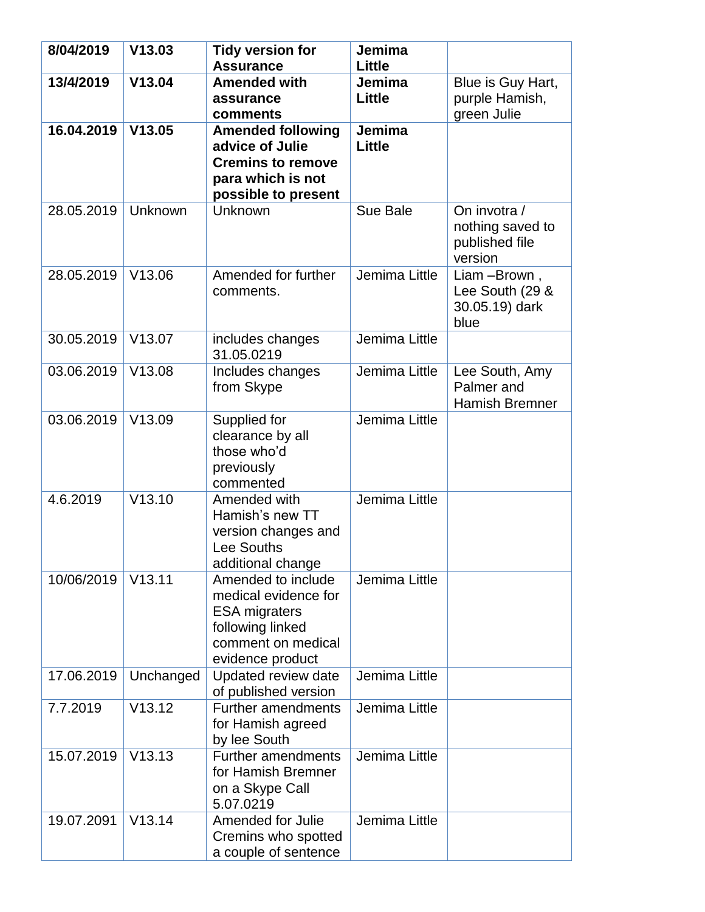| **8/04/2019** | **V13.03** | **Tidy version for Assurance** | **Jemima Little** | |
|---|---|---|---|---|
| **13/4/2019** | **V13.04** | **Amended with assurance comments** | **Jemima Little** | Blue is Guy Hart, purple Hamish, green Julie |
| **16.04.2019** | **V13.05** | **Amended following advice of Julie Cremins to remove para which is not possible to present** | **Jemima Little** | |
| 28.05.2019 | Unknown | Unknown | Sue Bale | On invotra / nothing saved to published file version |
| 28.05.2019 | V13.06 | Amended for further comments. | Jemima Little | Liam –Brown , Lee South (29 & 30.05.19) dark blue |
| 30.05.2019 | V13.07 | includes changes 31.05.0219 | Jemima Little | |
| 03.06.2019 | V13.08 | Includes changes from Skype | Jemima Little | Lee South, Amy Palmer and Hamish Bremner |
| 03.06.2019 | V13.09 | Supplied for clearance by all those who'd previously commented | Jemima Little | |
| 4.6.2019 | V13.10 | Amended with Hamish's new TT version changes and Lee Souths additional change | Jemima Little | |
| 10/06/2019 | V13.11 | Amended to include medical evidence for ESA migraters following linked comment on medical evidence product | Jemima Little | |
| 17.06.2019 | Unchanged | Updated review date of published version | Jemima Little | |
| 7.7.2019 | V13.12 | Further amendments for Hamish agreed by lee South | Jemima Little | |
| 15.07.2019 | V13.13 | Further amendments for Hamish Bremner on a Skype Call 5.07.0219 | Jemima Little | |
| 19.07.2091 | V13.14 | Amended for Julie Cremins who spotted a couple of sentence | Jemima Little | |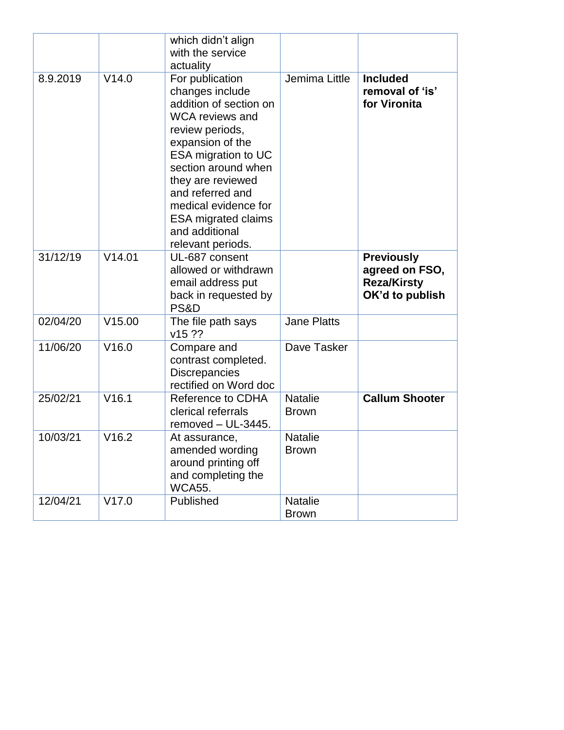| | | | | |
|---|---|---|---|---|
| | | which didn't align with the service actuality | | |
| 8.9.2019 | V14.0 | For publication changes include addition of section on WCA reviews and review periods, expansion of the ESA migration to UC section around when they are reviewed and referred and medical evidence for ESA migrated claims and additional relevant periods. | Jemima Little | **Included removal of 'is' for Vironita** |
| 31/12/19 | V14.01 | UL-687 consent allowed or withdrawn email address put back in requested by PS&D | | **Previously agreed on FSO, Reza/Kirsty OK'd to publish** |
| 02/04/20 | V15.00 | The file path says v15 ?? | Jane Platts | |
| 11/06/20 | V16.0 | Compare and contrast completed. Discrepancies rectified on Word doc | Dave Tasker | |
| 25/02/21 | V16.1 | Reference to CDHA clerical referrals removed – UL-3445. | Natalie Brown | **Callum Shooter** |
| 10/03/21 | V16.2 | At assurance, amended wording around printing off and completing the WCA55. | Natalie Brown | |
| 12/04/21 | V17.0 | Published | Natalie Brown | |